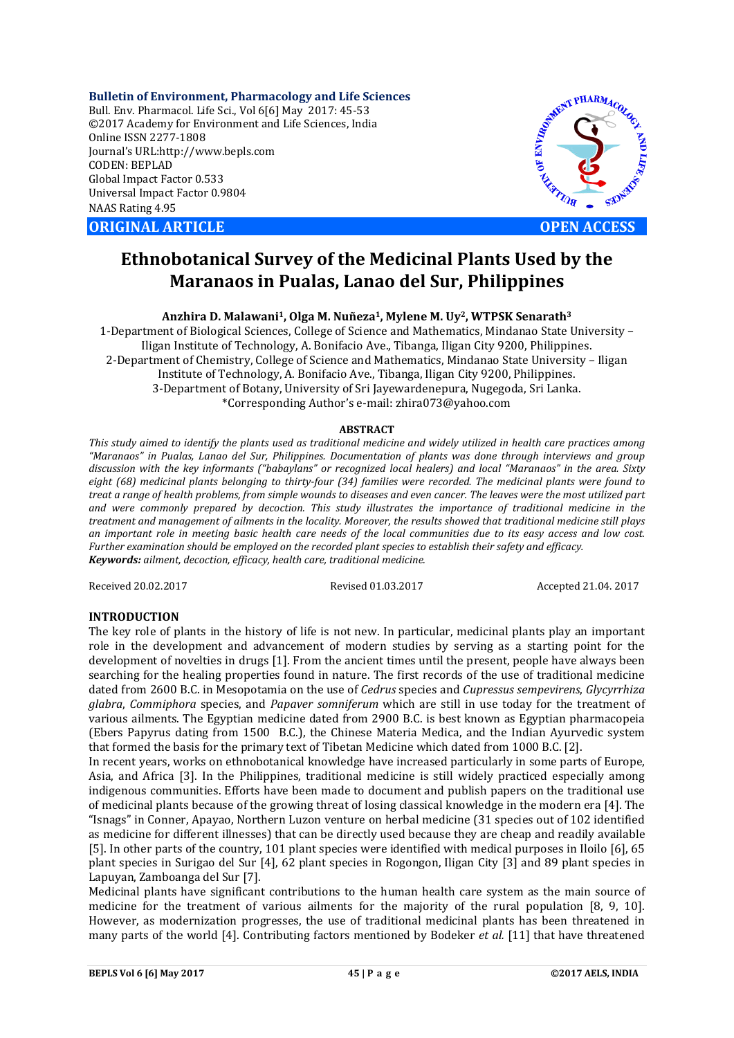**Bulletin of Environment, Pharmacology and Life Sciences**
Bull. Env. Pharmacol. Life Sci., Vol 6[6] May 2017: 45-53
©2017 Academy for Environment and Life Sciences, India
Online ISSN 2277-1808
Journal's URL:http://www.bepls.com
CODEN: BEPLAD
Global Impact Factor 0.533
Universal Impact Factor 0.9804
NAAS Rating 4.95

**ORIGINAL ARTICLE** **OPEN ACCESS**

# Ethnobotanical Survey of the Medicinal Plants Used by the Maranaos in Pualas, Lanao del Sur, Philippines

**Anzhira D. Malawani[1], Olga M. Nuñeza[1], Mylene M. Uy[2], WTPSK Senarath[3]**

1-Department of Biological Sciences, College of Science and Mathematics, Mindanao State University – Iligan Institute of Technology, A. Bonifacio Ave., Tibanga, Iligan City 9200, Philippines.
2-Department of Chemistry, College of Science and Mathematics, Mindanao State University – Iligan Institute of Technology, A. Bonifacio Ave., Tibanga, Iligan City 9200, Philippines.
3-Department of Botany, University of Sri Jayewardenepura, Nugegoda, Sri Lanka.
*Corresponding Author's e-mail: zhira073@yahoo.com

## ABSTRACT

*This study aimed to identify the plants used as traditional medicine and widely utilized in health care practices among "Maranaos" in Pualas, Lanao del Sur, Philippines. Documentation of plants was done through interviews and group discussion with the key informants ("babaylans" or recognized local healers) and local "Maranaos" in the area. Sixty eight (68) medicinal plants belonging to thirty-four (34) families were recorded. The medicinal plants were found to treat a range of health problems, from simple wounds to diseases and even cancer. The leaves were the most utilized part and were commonly prepared by decoction. This study illustrates the importance of traditional medicine in the treatment and management of ailments in the locality. Moreover, the results showed that traditional medicine still plays an important role in meeting basic health care needs of the local communities due to its easy access and low cost. Further examination should be employed on the recorded plant species to establish their safety and efficacy.*

***Keywords:*** *ailment, decoction, efficacy, health care, traditional medicine.*

Received 20.02.2017 Revised 01.03.2017 Accepted 21.04. 2017

## INTRODUCTION

The key role of plants in the history of life is not new. In particular, medicinal plants play an important role in the development and advancement of modern studies by serving as a starting point for the development of novelties in drugs [1]. From the ancient times until the present, people have always been searching for the healing properties found in nature. The first records of the use of traditional medicine dated from 2600 B.C. in Mesopotamia on the use of *Cedrus* species and *Cupressus sempevirens*, *Glycyrrhiza glabra*, *Commiphora* species, and *Papaver somniferum* which are still in use today for the treatment of various ailments. The Egyptian medicine dated from 2900 B.C. is best known as Egyptian pharmacopeia (Ebers Papyrus dating from 1500 B.C.), the Chinese Materia Medica, and the Indian Ayurvedic system that formed the basis for the primary text of Tibetan Medicine which dated from 1000 B.C. [2].

In recent years, works on ethnobotanical knowledge have increased particularly in some parts of Europe, Asia, and Africa [3]. In the Philippines, traditional medicine is still widely practiced especially among indigenous communities. Efforts have been made to document and publish papers on the traditional use of medicinal plants because of the growing threat of losing classical knowledge in the modern era [4]. The "Isnags" in Conner, Apayao, Northern Luzon venture on herbal medicine (31 species out of 102 identified as medicine for different illnesses) that can be directly used because they are cheap and readily available [5]. In other parts of the country, 101 plant species were identified with medical purposes in Iloilo [6], 65 plant species in Surigao del Sur [4], 62 plant species in Rogongon, Iligan City [3] and 89 plant species in Lapuyan, Zamboanga del Sur [7].

Medicinal plants have significant contributions to the human health care system as the main source of medicine for the treatment of various ailments for the majority of the rural population [8, 9, 10]. However, as modernization progresses, the use of traditional medicinal plants has been threatened in many parts of the world [4]. Contributing factors mentioned by Bodeker *et al.* [11] that have threatened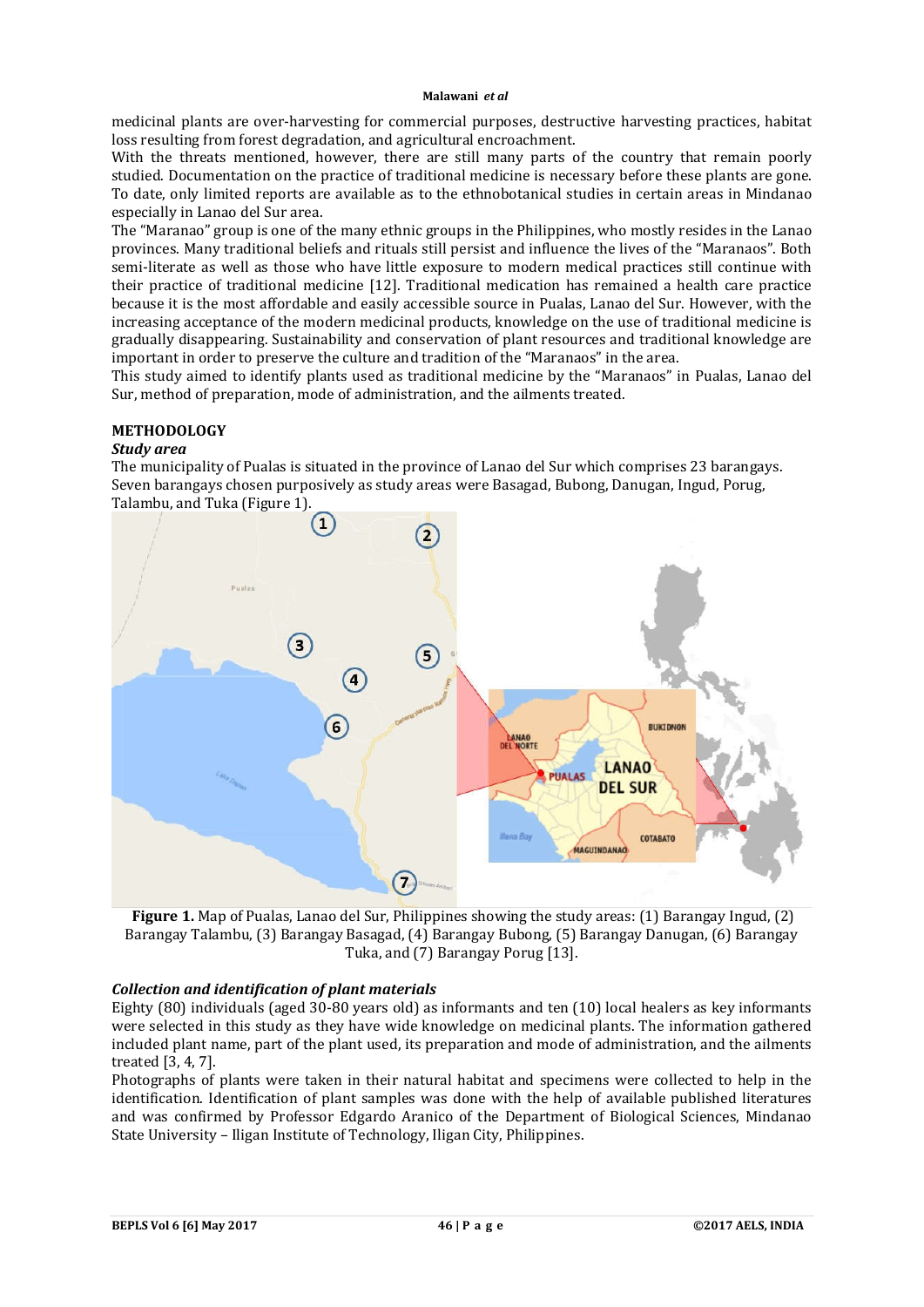medicinal plants are over-harvesting for commercial purposes, destructive harvesting practices, habitat loss resulting from forest degradation, and agricultural encroachment.

With the threats mentioned, however, there are still many parts of the country that remain poorly studied. Documentation on the practice of traditional medicine is necessary before these plants are gone. To date, only limited reports are available as to the ethnobotanical studies in certain areas in Mindanao especially in Lanao del Sur area.

The "Maranao" group is one of the many ethnic groups in the Philippines, who mostly resides in the Lanao provinces. Many traditional beliefs and rituals still persist and influence the lives of the "Maranaos". Both semi-literate as well as those who have little exposure to modern medical practices still continue with their practice of traditional medicine [12]. Traditional medication has remained a health care practice because it is the most affordable and easily accessible source in Pualas, Lanao del Sur. However, with the increasing acceptance of the modern medicinal products, knowledge on the use of traditional medicine is gradually disappearing. Sustainability and conservation of plant resources and traditional knowledge are important in order to preserve the culture and tradition of the "Maranaos" in the area.

This study aimed to identify plants used as traditional medicine by the "Maranaos" in Pualas, Lanao del Sur, method of preparation, mode of administration, and the ailments treated.

## METHODOLOGY

### *Study area*

The municipality of Pualas is situated in the province of Lanao del Sur which comprises 23 barangays. Seven barangays chosen purposively as study areas were Basagad, Bubong, Danugan, Ingud, Porug, Talambu, and Tuka (Figure 1).

**Figure 1.** Map of Pualas, Lanao del Sur, Philippines showing the study areas: (1) Barangay Ingud, (2) Barangay Talambu, (3) Barangay Basagad, (4) Barangay Bubong, (5) Barangay Danugan, (6) Barangay Tuka, and (7) Barangay Porug [13].

### *Collection and identification of plant materials*

Eighty (80) individuals (aged 30-80 years old) as informants and ten (10) local healers as key informants were selected in this study as they have wide knowledge on medicinal plants. The information gathered included plant name, part of the plant used, its preparation and mode of administration, and the ailments treated [3, 4, 7].

Photographs of plants were taken in their natural habitat and specimens were collected to help in the identification. Identification of plant samples was done with the help of available published literatures and was confirmed by Professor Edgardo Aranico of the Department of Biological Sciences, Mindanao State University – Iligan Institute of Technology, Iligan City, Philippines.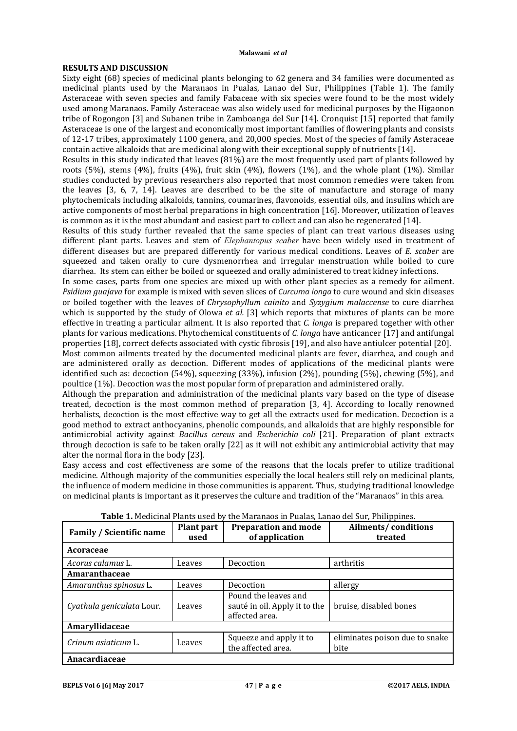## RESULTS AND DISCUSSION

Sixty eight (68) species of medicinal plants belonging to 62 genera and 34 families were documented as medicinal plants used by the Maranaos in Pualas, Lanao del Sur, Philippines (Table 1). The family Asteraceae with seven species and family Fabaceae with six species were found to be the most widely used among Maranaos. Family Asteraceae was also widely used for medicinal purposes by the Higaonon tribe of Rogongon [3] and Subanen tribe in Zamboanga del Sur [14]. Cronquist [15] reported that family Asteraceae is one of the largest and economically most important families of flowering plants and consists of 12-17 tribes, approximately 1100 genera, and 20,000 species. Most of the species of family Asteraceae contain active alkaloids that are medicinal along with their exceptional supply of nutrients [14].

Results in this study indicated that leaves (81%) are the most frequently used part of plants followed by roots (5%), stems (4%), fruits (4%), fruit skin (4%), flowers (1%), and the whole plant (1%). Similar studies conducted by previous researchers also reported that most common remedies were taken from the leaves [3, 6, 7, 14]. Leaves are described to be the site of manufacture and storage of many phytochemicals including alkaloids, tannins, coumarines, flavonoids, essential oils, and insulins which are active components of most herbal preparations in high concentration [16]. Moreover, utilization of leaves is common as it is the most abundant and easiest part to collect and can also be regenerated [14].

Results of this study further revealed that the same species of plant can treat various diseases using different plant parts. Leaves and stem of *Elephantopus scaber* have been widely used in treatment of different diseases but are prepared differently for various medical conditions. Leaves of *E. scaber* are squeezed and taken orally to cure dysmenorrhea and irregular menstruation while boiled to cure diarrhea. Its stem can either be boiled or squeezed and orally administered to treat kidney infections.

In some cases, parts from one species are mixed up with other plant species as a remedy for ailment. *Psidium guajava* for example is mixed with seven slices of *Curcuma longa* to cure wound and skin diseases or boiled together with the leaves of *Chrysophyllum cainito* and *Syzygium malaccense* to cure diarrhea which is supported by the study of Olowa *et al.* [3] which reports that mixtures of plants can be more effective in treating a particular ailment. It is also reported that *C. longa* is prepared together with other plants for various medications. Phytochemical constituents of *C. longa* have anticancer [17] and antifungal properties [18], correct defects associated with cystic fibrosis [19], and also have antiulcer potential [20].

Most common ailments treated by the documented medicinal plants are fever, diarrhea, and cough and are administered orally as decoction. Different modes of applications of the medicinal plants were identified such as: decoction (54%), squeezing (33%), infusion (2%), pounding (5%), chewing (5%), and poultice (1%). Decoction was the most popular form of preparation and administered orally.

Although the preparation and administration of the medicinal plants vary based on the type of disease treated, decoction is the most common method of preparation [3, 4]. According to locally renowned herbalists, decoction is the most effective way to get all the extracts used for medication. Decoction is a good method to extract anthocyanins, phenolic compounds, and alkaloids that are highly responsible for antimicrobial activity against *Bacillus cereus* and *Escherichia coli* [21]. Preparation of plant extracts through decoction is safe to be taken orally [22] as it will not exhibit any antimicrobial activity that may alter the normal flora in the body [23].

Easy access and cost effectiveness are some of the reasons that the locals prefer to utilize traditional medicine. Although majority of the communities especially the local healers still rely on medicinal plants, the influence of modern medicine in those communities is apparent. Thus, studying traditional knowledge on medicinal plants is important as it preserves the culture and tradition of the "Maranaos" in this area.

**Table 1.** Medicinal Plants used by the Maranaos in Pualas, Lanao del Sur, Philippines.

| Family / Scientific name | Plant part used | Preparation and mode of application | Ailments/ conditions treated |
|---|---|---|---|
| **Acoraceae** | | | |
| *Acorus calamus* L. | Leaves | Decoction | arthritis |
| **Amaranthaceae** | | | |
| *Amaranthus spinosus* L. | Leaves | Decoction | allergy |
| *Cyathula geniculata* Lour. | Leaves | Pound the leaves and sauté in oil. Apply it to the affected area. | bruise, disabled bones |
| **Amaryllidaceae** | | | |
| *Crinum asiaticum* L. | Leaves | Squeeze and apply it to the affected area. | eliminates poison due to snake bite |
| **Anacardiaceae** | | | |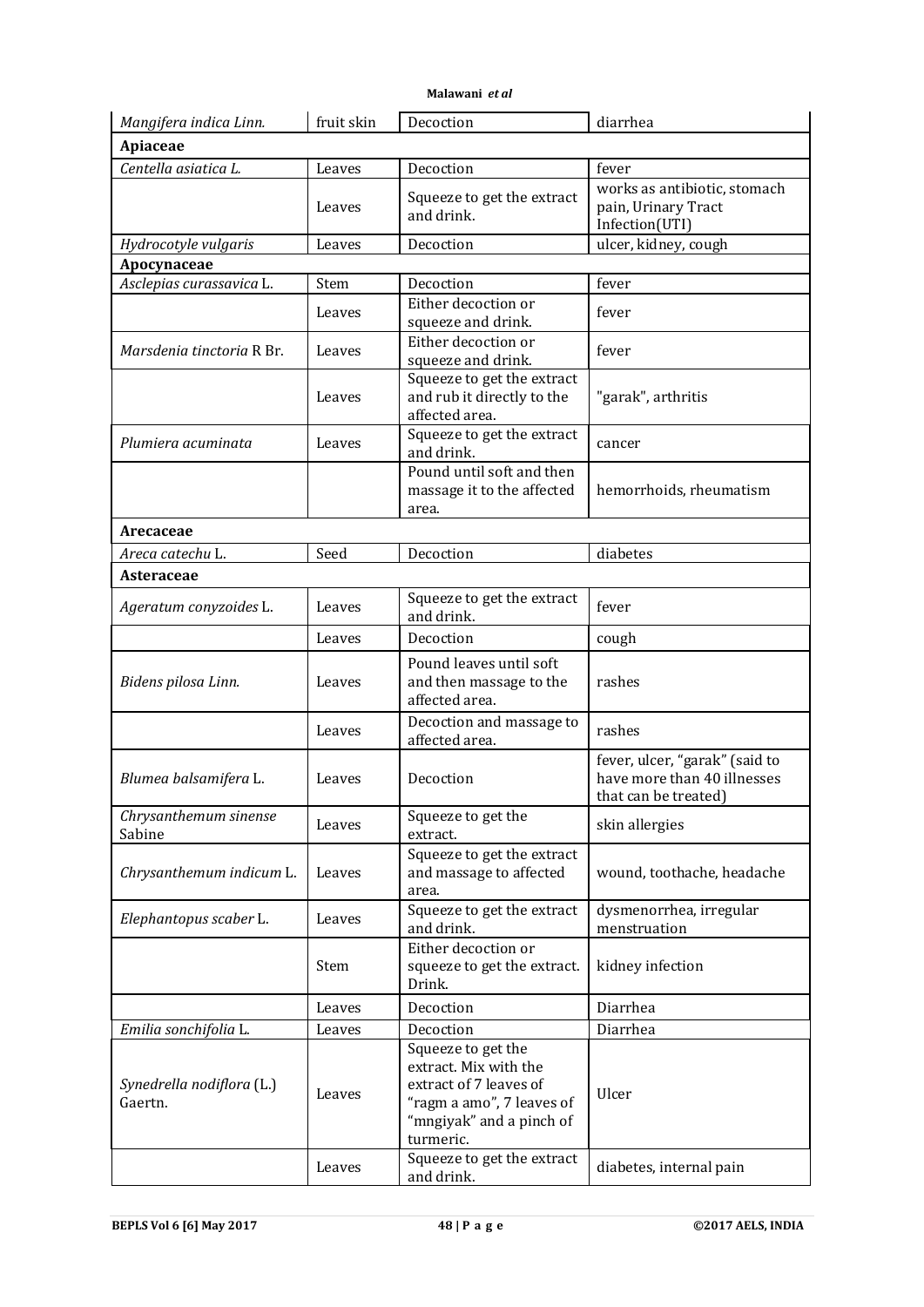| *Mangifera indica* Linn. | fruit skin | Decoction | diarrhea |
|---|---|---|---|
| **Apiaceae** | | | |
| *Centella asiatica* L. | Leaves | Decoction | fever |
| | Leaves | Squeeze to get the extract and drink. | works as antibiotic, stomach pain, Urinary Tract Infection(UTI) |
| *Hydrocotyle vulgaris* | Leaves | Decoction | ulcer, kidney, cough |
| **Apocynaceae** | | | |
| *Asclepias curassavica* L. | Stem | Decoction | fever |
| | Leaves | Either decoction or squeeze and drink. | fever |
| *Marsdenia tinctoria* R Br. | Leaves | Either decoction or squeeze and drink. | fever |
| | Leaves | Squeeze to get the extract and rub it directly to the affected area. | "garak", arthritis |
| *Plumiera acuminata* | Leaves | Squeeze to get the extract and drink. | cancer |
| | | Pound until soft and then massage it to the affected area. | hemorrhoids, rheumatism |
| **Arecaceae** | | | |
| *Areca catechu* L. | Seed | Decoction | diabetes |
| **Asteraceae** | | | |
| *Ageratum conyzoides* L. | Leaves | Squeeze to get the extract and drink. | fever |
| | Leaves | Decoction | cough |
| *Bidens pilosa* Linn. | Leaves | Pound leaves until soft and then massage to the affected area. | rashes |
| | Leaves | Decoction and massage to affected area. | rashes |
| *Blumea balsamifera* L. | Leaves | Decoction | fever, ulcer, "garak" (said to have more than 40 illnesses that can be treated) |
| *Chrysanthemum sinense* Sabine | Leaves | Squeeze to get the extract. | skin allergies |
| *Chrysanthemum indicum* L. | Leaves | Squeeze to get the extract and massage to affected area. | wound, toothache, headache |
| *Elephantopus scaber* L. | Leaves | Squeeze to get the extract and drink. | dysmenorrhea, irregular menstruation |
| | Stem | Either decoction or squeeze to get the extract. Drink. | kidney infection |
| | Leaves | Decoction | Diarrhea |
| *Emilia sonchifolia* L. | Leaves | Decoction | Diarrhea |
| *Synedrella nodiflora* (L.) Gaertn. | Leaves | Squeeze to get the extract. Mix with the extract of 7 leaves of "ragm a amo", 7 leaves of "mngiyak" and a pinch of turmeric. | Ulcer |
| | Leaves | Squeeze to get the extract and drink. | diabetes, internal pain |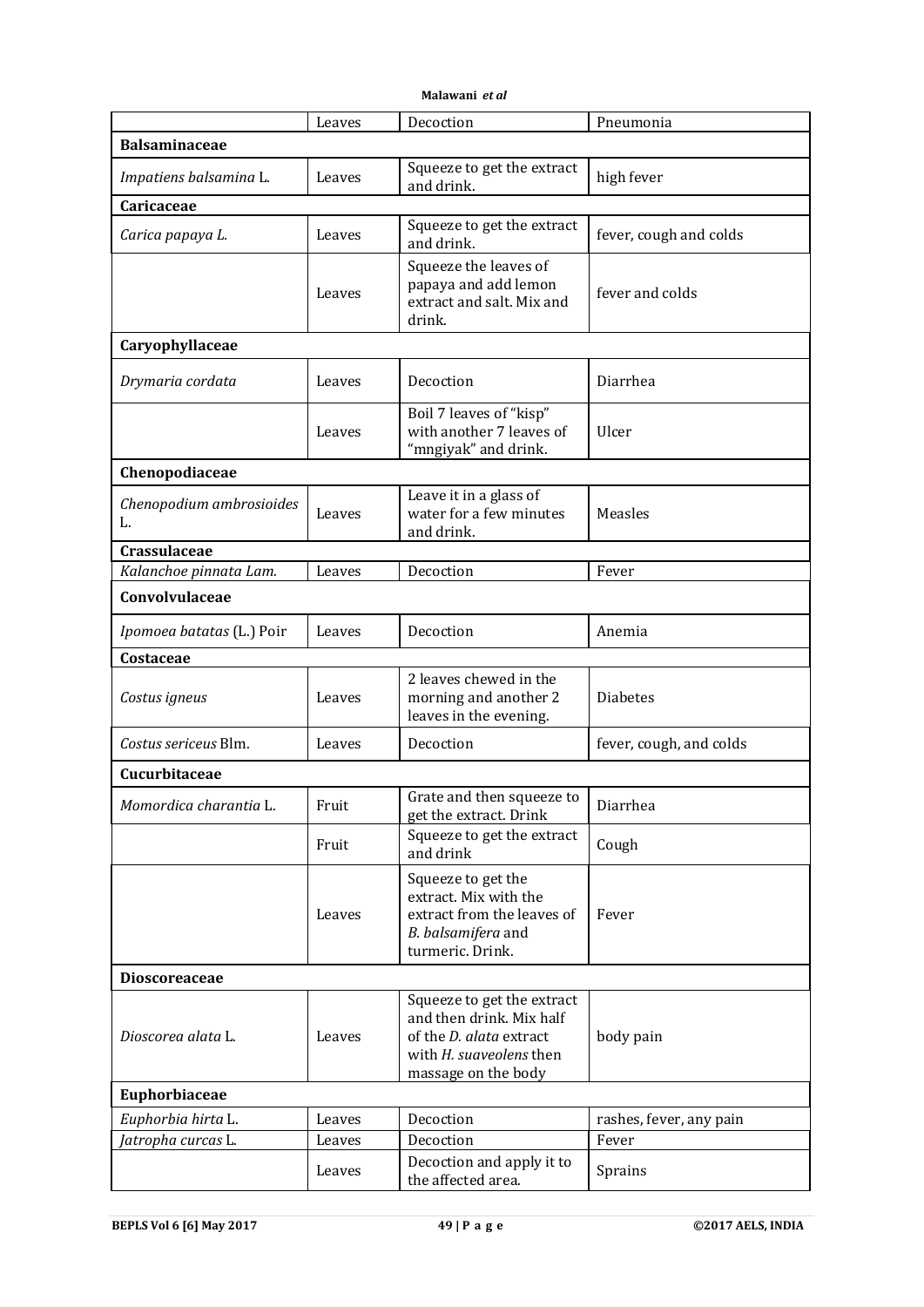| | Leaves | Decoction | Pneumonia |
|---|---|---|---|
| **Balsaminaceae** | | | |
| *Impatiens balsamina* L. | Leaves | Squeeze to get the extract and drink. | high fever |
| **Caricaceae** | | | |
| *Carica papaya L.* | Leaves | Squeeze to get the extract and drink. | fever, cough and colds |
| | Leaves | Squeeze the leaves of papaya and add lemon extract and salt. Mix and drink. | fever and colds |
| **Caryophyllaceae** | | | |
| *Drymaria cordata* | Leaves | Decoction | Diarrhea |
| | Leaves | Boil 7 leaves of "kisp" with another 7 leaves of "mngiyak" and drink. | Ulcer |
| **Chenopodiaceae** | | | |
| *Chenopodium ambrosioides* L. | Leaves | Leave it in a glass of water for a few minutes and drink. | Measles |
| **Crassulaceae** | | | |
| *Kalanchoe pinnata Lam.* | Leaves | Decoction | Fever |
| **Convolvulaceae** | | | |
| *Ipomoea batatas* (L.) Poir | Leaves | Decoction | Anemia |
| **Costaceae** | | | |
| *Costus igneus* | Leaves | 2 leaves chewed in the morning and another 2 leaves in the evening. | Diabetes |
| *Costus sericeus* Blm. | Leaves | Decoction | fever, cough, and colds |
| **Cucurbitaceae** | | | |
| *Momordica charantia* L. | Fruit | Grate and then squeeze to get the extract. Drink | Diarrhea |
| | Fruit | Squeeze to get the extract and drink | Cough |
| | Leaves | Squeeze to get the extract. Mix with the extract from the leaves of *B. balsamifera* and turmeric. Drink. | Fever |
| **Dioscoreaceae** | | | |
| *Dioscorea alata* L. | Leaves | Squeeze to get the extract and then drink. Mix half of the *D. alata* extract with *H. suaveolens* then massage on the body | body pain |
| **Euphorbiaceae** | | | |
| *Euphorbia hirta* L. | Leaves | Decoction | rashes, fever, any pain |
| *Jatropha curcas* L. | Leaves | Decoction | Fever |
| | Leaves | Decoction and apply it to the affected area. | Sprains |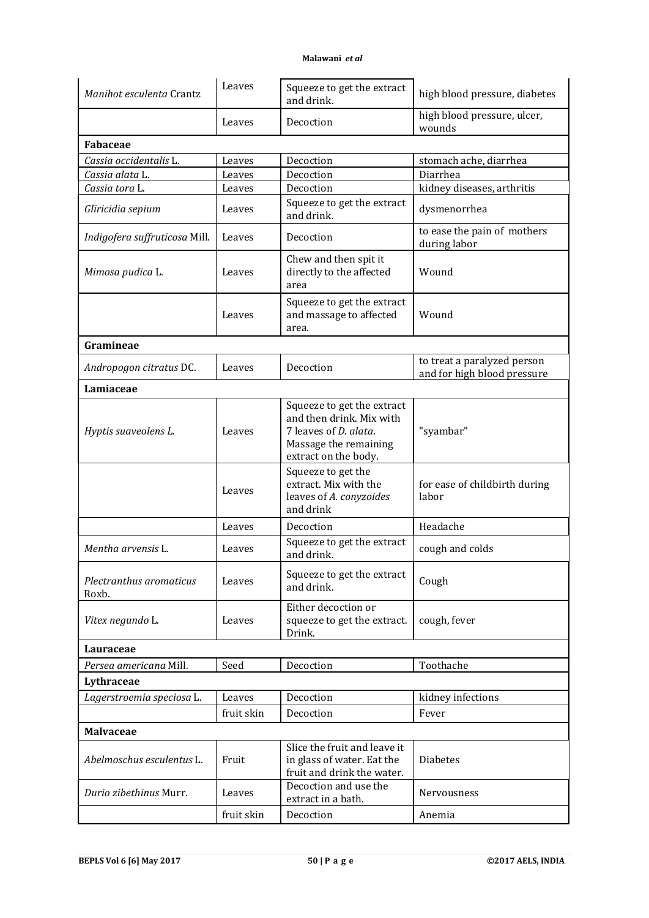| | | | |
|---|---|---|---|
| *Manihot esculenta* Crantz | Leaves | Squeeze to get the extract and drink. | high blood pressure, diabetes |
| | Leaves | Decoction | high blood pressure, ulcer, wounds |
| **Fabaceae** | | | |
| *Cassia occidentalis* L. | Leaves | Decoction | stomach ache, diarrhea |
| *Cassia alata* L. | Leaves | Decoction | Diarrhea |
| *Cassia tora* L. | Leaves | Decoction | kidney diseases, arthritis |
| *Gliricidia sepium* | Leaves | Squeeze to get the extract and drink. | dysmenorrhea |
| *Indigofera suffruticosa* Mill. | Leaves | Decoction | to ease the pain of mothers during labor |
| *Mimosa pudica* L. | Leaves | Chew and then spit it directly to the affected area | Wound |
| | Leaves | Squeeze to get the extract and massage to affected area. | Wound |
| **Gramineae** | | | |
| *Andropogon citratus* DC. | Leaves | Decoction | to treat a paralyzed person and for high blood pressure |
| **Lamiaceae** | | | |
| *Hyptis suaveolens L.* | Leaves | Squeeze to get the extract and then drink. Mix with 7 leaves of *D. alata*. Massage the remaining extract on the body. | "syambar" |
| | Leaves | Squeeze to get the extract. Mix with the leaves of *A. conyzoides* and drink | for ease of childbirth during labor |
| | Leaves | Decoction | Headache |
| *Mentha arvensis* L. | Leaves | Squeeze to get the extract and drink. | cough and colds |
| *Plectranthus aromaticus* Roxb. | Leaves | Squeeze to get the extract and drink. | Cough |
| *Vitex negundo* L. | Leaves | Either decoction or squeeze to get the extract. Drink. | cough, fever |
| **Lauraceae** | | | |
| *Persea americana* Mill. | Seed | Decoction | Toothache |
| **Lythraceae** | | | |
| *Lagerstroemia speciosa* L. | Leaves | Decoction | kidney infections |
| | fruit skin | Decoction | Fever |
| **Malvaceae** | | | |
| *Abelmoschus esculentus* L. | Fruit | Slice the fruit and leave it in glass of water. Eat the fruit and drink the water. | Diabetes |
| *Durio zibethinus* Murr. | Leaves | Decoction and use the extract in a bath. | Nervousness |
| | fruit skin | Decoction | Anemia |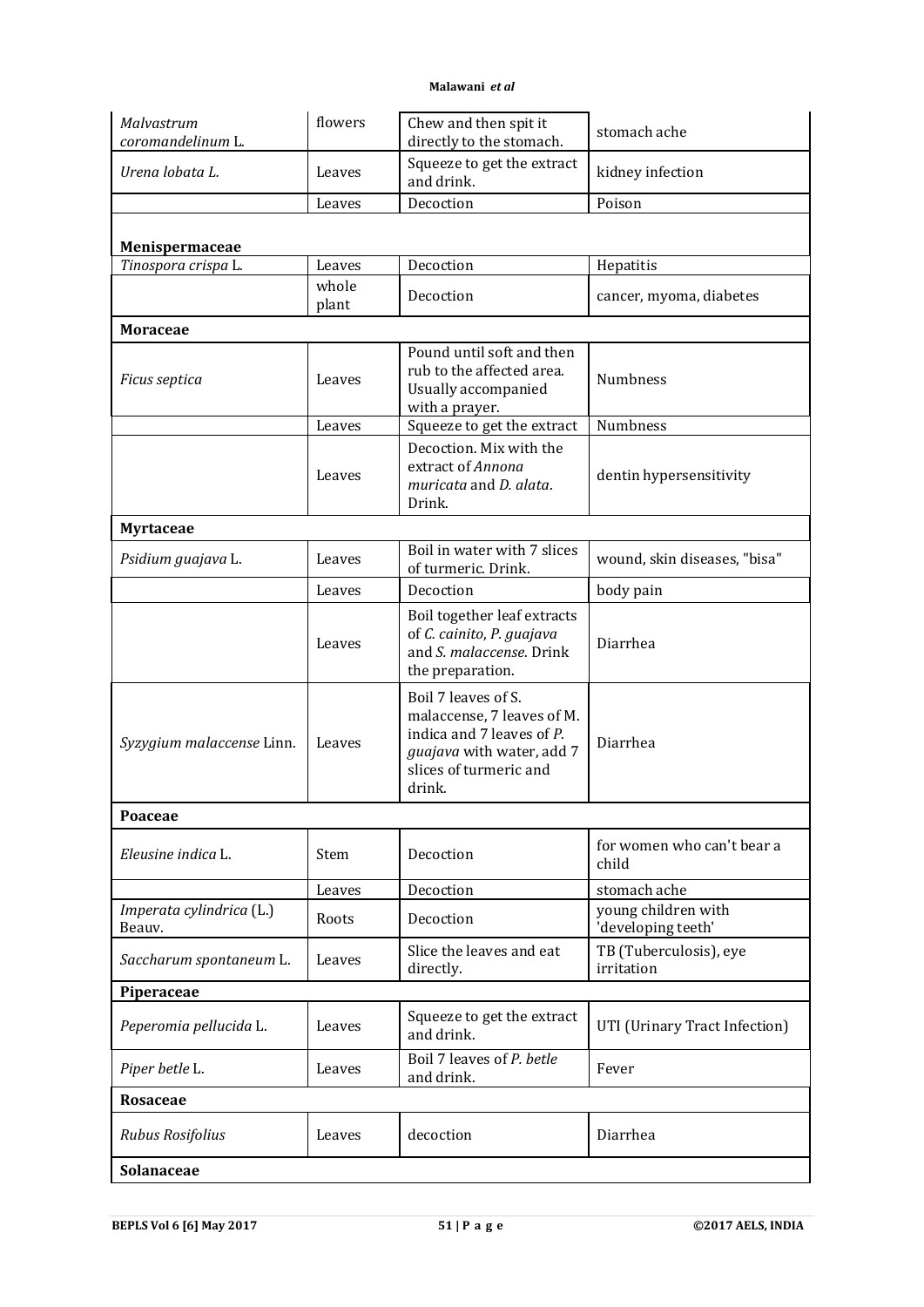| | | | |
|---|---|---|---|
| *Malvastrum coromandelinum* L. | flowers | Chew and then spit it directly to the stomach. | stomach ache |
| *Urena lobata L.* | Leaves | Squeeze to get the extract and drink. | kidney infection |
| | Leaves | Decoction | Poison |
| **Menispermaceae** | | | |
| *Tinospora crispa* L. | Leaves | Decoction | Hepatitis |
| | whole plant | Decoction | cancer, myoma, diabetes |
| **Moraceae** | | | |
| *Ficus septica* | Leaves | Pound until soft and then rub to the affected area. Usually accompanied with a prayer. | Numbness |
| | Leaves | Squeeze to get the extract | Numbness |
| | Leaves | Decoction. Mix with the extract of *Annona muricata* and *D. alata*. Drink. | dentin hypersensitivity |
| **Myrtaceae** | | | |
| *Psidium guajava* L. | Leaves | Boil in water with 7 slices of turmeric. Drink. | wound, skin diseases, "bisa" |
| | Leaves | Decoction | body pain |
| | Leaves | Boil together leaf extracts of *C. cainito*, *P. guajava* and *S. malaccense*. Drink the preparation. | Diarrhea |
| *Syzygium malaccense* Linn. | Leaves | Boil 7 leaves of S. malaccense, 7 leaves of M. indica and 7 leaves of *P. guajava* with water, add 7 slices of turmeric and drink. | Diarrhea |
| **Poaceae** | | | |
| *Eleusine indica* L. | Stem | Decoction | for women who can't bear a child |
| | Leaves | Decoction | stomach ache |
| *Imperata cylindrica* (L.) Beauv. | Roots | Decoction | young children with 'developing teeth' |
| *Saccharum spontaneum* L. | Leaves | Slice the leaves and eat directly. | TB (Tuberculosis), eye irritation |
| **Piperaceae** | | | |
| *Peperomia pellucida* L. | Leaves | Squeeze to get the extract and drink. | UTI (Urinary Tract Infection) |
| *Piper betle* L. | Leaves | Boil 7 leaves of *P. betle* and drink. | Fever |
| **Rosaceae** | | | |
| *Rubus Rosifolius* | Leaves | decoction | Diarrhea |
| **Solanaceae** | | | |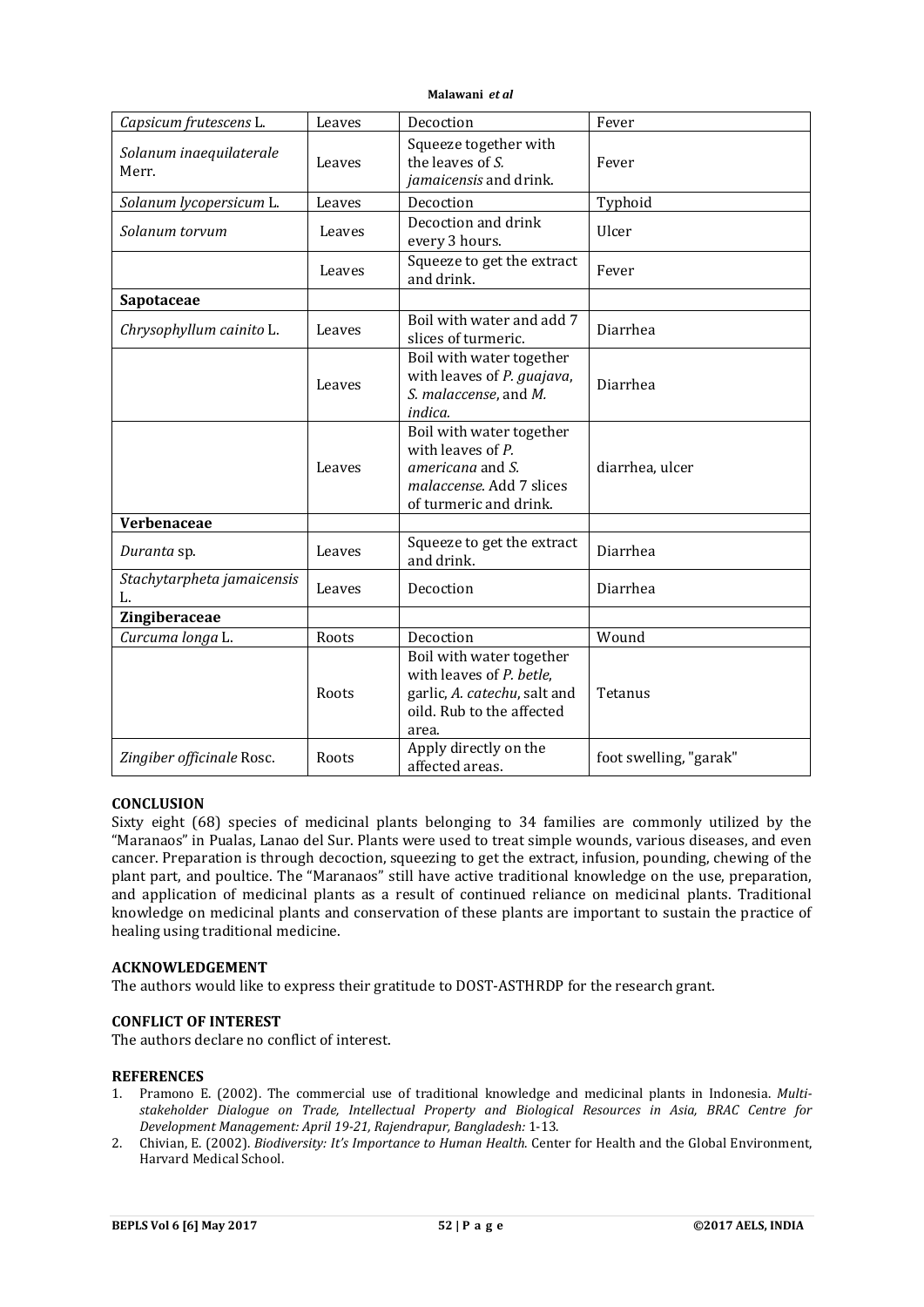| *Capsicum frutescens* L. | Leaves | Decoction | Fever |
|---|---|---|---|
| *Solanum inaequilaterale* Merr. | Leaves | Squeeze together with the leaves of *S. jamaicensis* and drink. | Fever |
| *Solanum lycopersicum* L. | Leaves | Decoction | Typhoid |
| *Solanum torvum* | Leaves | Decoction and drink every 3 hours. | Ulcer |
| | Leaves | Squeeze to get the extract and drink. | Fever |
| **Sapotaceae** | | | |
| *Chrysophyllum cainito* L. | Leaves | Boil with water and add 7 slices of turmeric. | Diarrhea |
| | Leaves | Boil with water together with leaves of *P. guajava*, *S. malaccense*, and *M. indica.* | Diarrhea |
| | Leaves | Boil with water together with leaves of *P. americana* and *S. malaccense*. Add 7 slices of turmeric and drink. | diarrhea, ulcer |
| **Verbenaceae** | | | |
| *Duranta* sp. | Leaves | Squeeze to get the extract and drink. | Diarrhea |
| *Stachytarpheta jamaicensis* L. | Leaves | Decoction | Diarrhea |
| **Zingiberaceae** | | | |
| *Curcuma longa* L. | Roots | Decoction | Wound |
| | Roots | Boil with water together with leaves of *P. betle*, garlic, *A. catechu*, salt and oild. Rub to the affected area. | Tetanus |
| *Zingiber officinale* Rosc. | Roots | Apply directly on the affected areas. | foot swelling, "garak" |

## CONCLUSION

Sixty eight (68) species of medicinal plants belonging to 34 families are commonly utilized by the "Maranaos" in Pualas, Lanao del Sur. Plants were used to treat simple wounds, various diseases, and even cancer. Preparation is through decoction, squeezing to get the extract, infusion, pounding, chewing of the plant part, and poultice. The "Maranaos" still have active traditional knowledge on the use, preparation, and application of medicinal plants as a result of continued reliance on medicinal plants. Traditional knowledge on medicinal plants and conservation of these plants are important to sustain the practice of healing using traditional medicine.

## ACKNOWLEDGEMENT

The authors would like to express their gratitude to DOST-ASTHRDP for the research grant.

## CONFLICT OF INTEREST

The authors declare no conflict of interest.

## REFERENCES

1. Pramono E. (2002). The commercial use of traditional knowledge and medicinal plants in Indonesia. *Multi-stakeholder Dialogue on Trade, Intellectual Property and Biological Resources in Asia, BRAC Centre for Development Management: April 19-21, Rajendrapur, Bangladesh:* 1-13.
2. Chivian, E. (2002). *Biodiversity: It's Importance to Human Health.* Center for Health and the Global Environment, Harvard Medical School.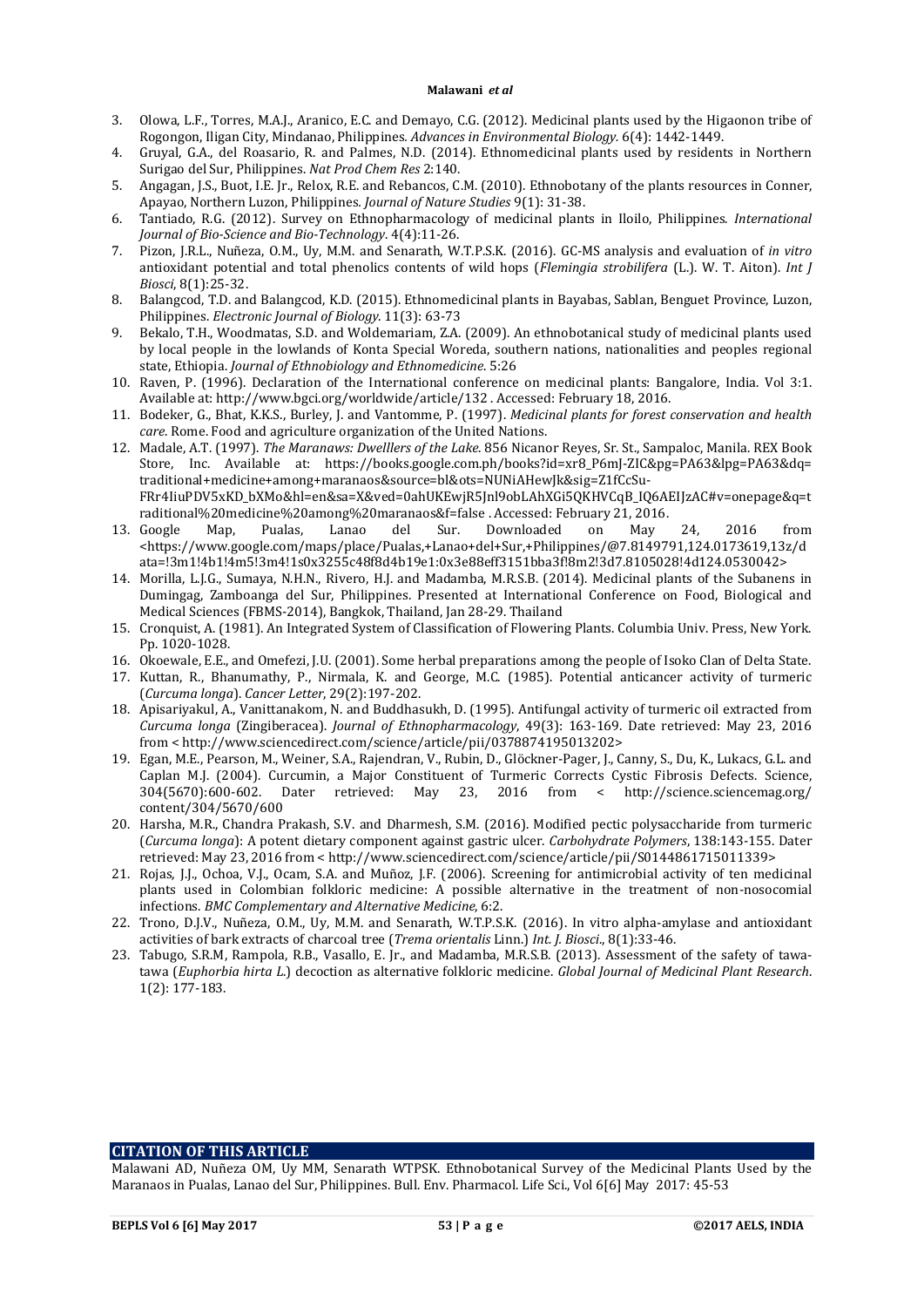3. Olowa, L.F., Torres, M.A.J., Aranico, E.C. and Demayo, C.G. (2012). Medicinal plants used by the Higaonon tribe of Rogongon, Iligan City, Mindanao, Philippines. *Advances in Environmental Biology.* 6(4): 1442-1449.
4. Gruyal, G.A., del Roasario, R. and Palmes, N.D. (2014). Ethnomedicinal plants used by residents in Northern Surigao del Sur, Philippines. *Nat Prod Chem Res* 2:140.
5. Angagan, J.S., Buot, I.E. Jr., Relox, R.E. and Rebancos, C.M. (2010). Ethnobotany of the plants resources in Conner, Apayao, Northern Luzon, Philippines. *Journal of Nature Studies* 9(1): 31-38.
6. Tantiado, R.G. (2012). Survey on Ethnopharmacology of medicinal plants in Iloilo, Philippines. *International Journal of Bio-Science and Bio-Technology*. 4(4):11-26.
7. Pizon, J.R.L., Nuñeza, O.M., Uy, M.M. and Senarath, W.T.P.S.K. (2016). GC-MS analysis and evaluation of *in vitro* antioxidant potential and total phenolics contents of wild hops (*Flemingia strobilifera* (L.). W. T. Aiton). *Int J Biosci*, 8(1):25-32.
8. Balangcod, T.D. and Balangcod, K.D. (2015). Ethnomedicinal plants in Bayabas, Sablan, Benguet Province, Luzon, Philippines. *Electronic Journal of Biology*. 11(3): 63-73
9. Bekalo, T.H., Woodmatas, S.D. and Woldemariam, Z.A. (2009). An ethnobotanical study of medicinal plants used by local people in the lowlands of Konta Special Woreda, southern nations, nationalities and peoples regional state, Ethiopia. *Journal of Ethnobiology and Ethnomedicine*. 5:26
10. Raven, P. (1996). Declaration of the International conference on medicinal plants: Bangalore, India. Vol 3:1. Available at: http://www.bgci.org/worldwide/article/132 . Accessed: February 18, 2016.
11. Bodeker, G., Bhat, K.K.S., Burley, J. and Vantomme, P. (1997). *Medicinal plants for forest conservation and health care*. Rome. Food and agriculture organization of the United Nations.
12. Madale, A.T. (1997). *The Maranaws: Dwelllers of the Lake*. 856 Nicanor Reyes, Sr. St., Sampaloc, Manila. REX Book Store, Inc. Available at: https://books.google.com.ph/books?id=xr8_P6mJ-ZIC&pg=PA63&lpg=PA63&dq=traditional+medicine+among+maranaos&source=bl&ots=NUNiAHewJk&sig=Z1fCcSu-FRr4IiuPDV5xKD_bXMo&hl=en&sa=X&ved=0ahUKEwjR5Jnl9obLAhXGi5QKHVCqB_IQ6AEIJzAC#v=onepage&q=traditional%20medicine%20among%20maranaos&f=false . Accessed: February 21, 2016.
13. Google Map, Pualas, Lanao del Sur. Downloaded on May 24, 2016 from <https://www.google.com/maps/place/Pualas,+Lanao+del+Sur,+Philippines/@7.8149791,124.0173619,13z/data=!3m1!4b1!4m5!3m4!1s0x3255c48f8d4b19e1:0x3e88eff3151bba3f!8m2!3d7.8105028!4d124.0530042>
14. Morilla, L.J.G., Sumaya, N.H.N., Rivero, H.J. and Madamba, M.R.S.B. (2014). Medicinal plants of the Subanens in Dumingag, Zamboanga del Sur, Philippines. Presented at International Conference on Food, Biological and Medical Sciences (FBMS-2014), Bangkok, Thailand, Jan 28-29. Thailand
15. Cronquist, A. (1981). An Integrated System of Classification of Flowering Plants. Columbia Univ. Press, New York. Pp. 1020-1028.
16. Okoewale, E.E., and Omefezi, J.U. (2001). Some herbal preparations among the people of Isoko Clan of Delta State.
17. Kuttan, R., Bhanumathy, P., Nirmala, K. and George, M.C. (1985). Potential anticancer activity of turmeric (*Curcuma longa*). *Cancer Letter*, 29(2):197-202.
18. Apisariyakul, A., Vanittanakom, N. and Buddhasukh, D. (1995). Antifungal activity of turmeric oil extracted from *Curcuma longa* (Zingiberacea). *Journal of Ethnopharmacology*, 49(3): 163-169. Date retrieved: May 23, 2016 from < http://www.sciencedirect.com/science/article/pii/0378874195013202>
19. Egan, M.E., Pearson, M., Weiner, S.A., Rajendran, V., Rubin, D., Glöckner-Pager, J., Canny, S., Du, K., Lukacs, G.L. and Caplan M.J. (2004). Curcumin, a Major Constituent of Turmeric Corrects Cystic Fibrosis Defects. Science, 304(5670):600-602. Dater retrieved: May 23, 2016 from < http://science.sciencemag.org/content/304/5670/600
20. Harsha, M.R., Chandra Prakash, S.V. and Dharmesh, S.M. (2016). Modified pectic polysaccharide from turmeric (*Curcuma longa*): A potent dietary component against gastric ulcer. *Carbohydrate Polymers*, 138:143-155. Dater retrieved: May 23, 2016 from < http://www.sciencedirect.com/science/article/pii/S0144861715011339>
21. Rojas, J.J., Ochoa, V.J., Ocam, S.A. and Muñoz, J.F. (2006). Screening for antimicrobial activity of ten medicinal plants used in Colombian folkloric medicine: A possible alternative in the treatment of non-nosocomial infections. *BMC Complementary and Alternative Medicine*, 6:2.
22. Trono, D.J.V., Nuñeza, O.M., Uy, M.M. and Senarath, W.T.P.S.K. (2016). In vitro alpha-amylase and antioxidant activities of bark extracts of charcoal tree (*Trema orientalis* Linn.) *Int. J. Biosci*., 8(1):33-46.
23. Tabugo, S.R.M, Rampola, R.B., Vasallo, E. Jr., and Madamba, M.R.S.B. (2013). Assessment of the safety of tawa-tawa (*Euphorbia hirta L.*) decoction as alternative folkloric medicine. *Global Journal of Medicinal Plant Research*. 1(2): 177-183.

**CITATION OF THIS ARTICLE**

Malawani AD, Nuñeza OM, Uy MM, Senarath WTPSK. Ethnobotanical Survey of the Medicinal Plants Used by the Maranaos in Pualas, Lanao del Sur, Philippines. Bull. Env. Pharmacol. Life Sci., Vol 6[6] May 2017: 45-53